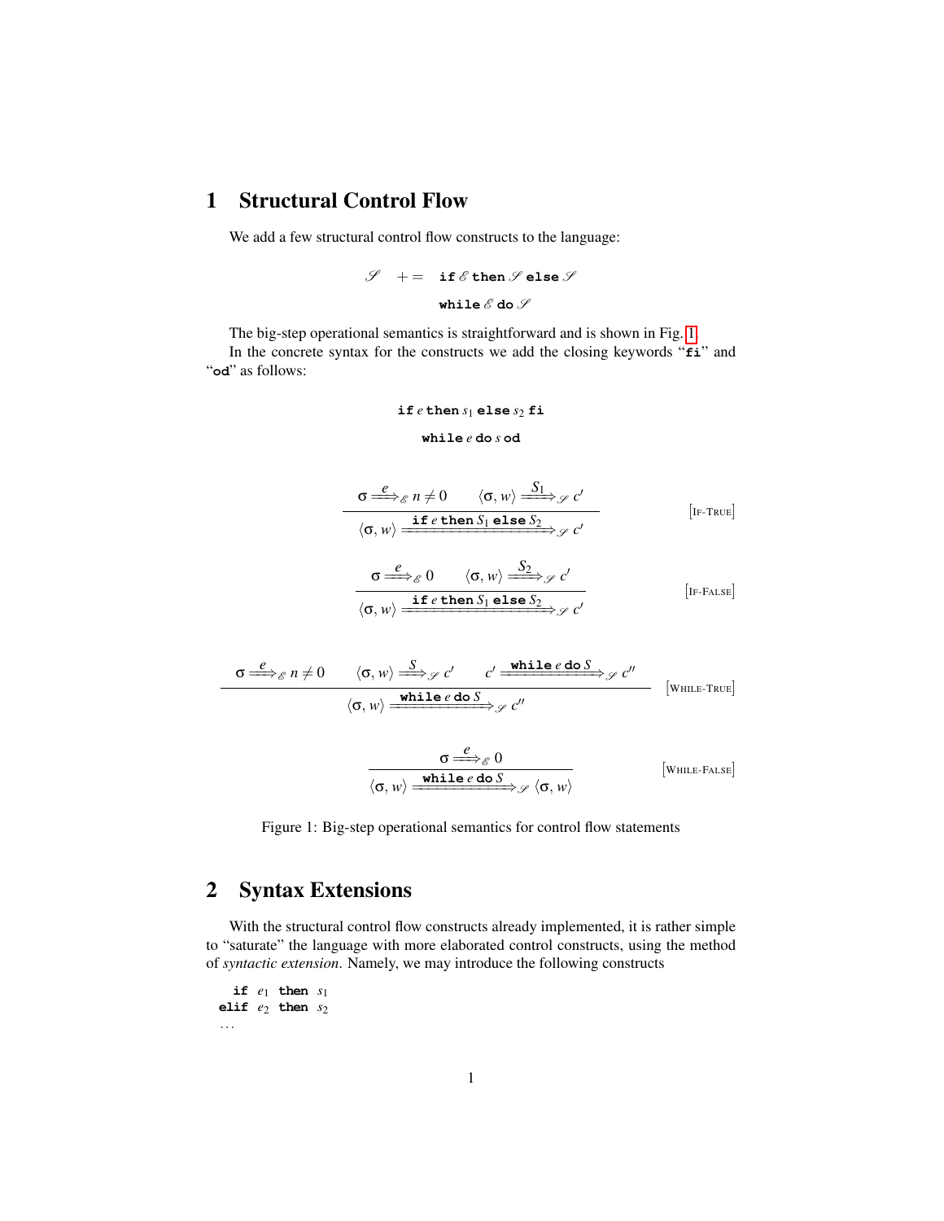# 1 Structural Control Flow

We add a few structural control flow constructs to the language:

$$\mathscr{S} \quad += \quad \texttt{if}\ \mathscr{E}\ \texttt{then}\ \mathscr{S}\ \texttt{else}\ \mathscr{S}$$
$$\texttt{while}\ \mathscr{E}\ \texttt{do}\ \mathscr{S}$$

The big-step operational semantics is straightforward and is shown in Fig. 1.

In the concrete syntax for the constructs we add the closing keywords "**fi**" and "**od**" as follows:

$$\texttt{if}\ e\ \texttt{then}\ s_1\ \texttt{else}\ s_2\ \texttt{fi}$$

$$\texttt{while}\ e\ \texttt{do}\ s\ \texttt{od}$$

$$\frac{\sigma \xrightarrow{e}_{\mathscr{E}} n \neq 0 \qquad \langle \sigma, w \rangle \xrightarrow{S_1}_{\mathscr{S}} c'}{\langle \sigma, w \rangle \xrightarrow{\texttt{if}\ e\ \texttt{then}\ S_1\ \texttt{else}\ S_2}_{\mathscr{S}} c'} \quad [\text{IF-TRUE}]$$

$$\frac{\sigma \xrightarrow{e}_{\mathscr{E}} 0 \qquad \langle \sigma, w \rangle \xrightarrow{S_2}_{\mathscr{S}} c'}{\langle \sigma, w \rangle \xrightarrow{\texttt{if}\ e\ \texttt{then}\ S_1\ \texttt{else}\ S_2}_{\mathscr{S}} c'} \quad [\text{IF-FALSE}]$$

$$\frac{\sigma \xrightarrow{e}_{\mathscr{E}} n \neq 0 \qquad \langle \sigma, w \rangle \xrightarrow{S}_{\mathscr{S}} c' \qquad c' \xrightarrow{\texttt{while}\ e\ \texttt{do}\ S}_{\mathscr{S}} c''}{\langle \sigma, w \rangle \xrightarrow{\texttt{while}\ e\ \texttt{do}\ S}_{\mathscr{S}} c''} \quad [\text{WHILE-TRUE}]$$

$$\frac{\sigma \xrightarrow{e}_{\mathscr{E}} 0}{\langle \sigma, w \rangle \xrightarrow{\texttt{while}\ e\ \texttt{do}\ S}_{\mathscr{S}} \langle \sigma, w \rangle} \quad [\text{WHILE-FALSE}]$$

Figure 1: Big-step operational semantics for control flow statements

# 2 Syntax Extensions

With the structural control flow constructs already implemented, it is rather simple to "saturate" the language with more elaborated control constructs, using the method of *syntactic extension*. Namely, we may introduce the following constructs

```
  if e1 then s1
elif e2 then s2
...
```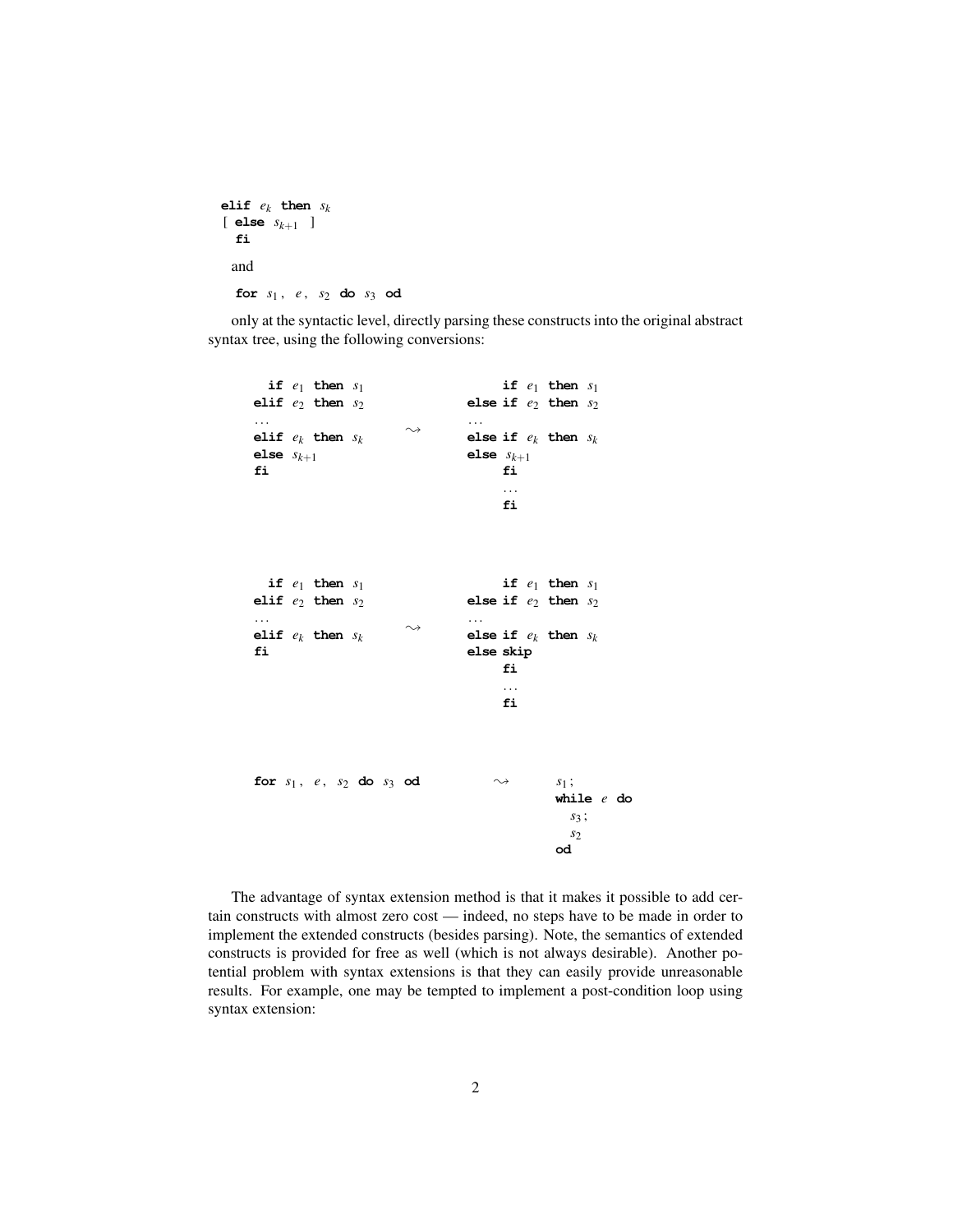```
elif e_k then s_k
[ else s_{k+1} ]
  fi
```

and

```
for s_1 , e , s_2 do s_3 od
```

only at the syntactic level, directly parsing these constructs into the original abstract syntax tree, using the following conversions:

```
  if e_1 then s_1                  if e_1 then s_1
elif e_2 then s_2             else if e_2 then s_2
...                     ~>    ...
elif e_k then s_k             else if e_k then s_k
else s_{k+1}                  else s_{k+1}
fi                                 fi
                                   ...
                                   fi
```

```
  if e_1 then s_1                  if e_1 then s_1
elif e_2 then s_2             else if e_2 then s_2
...                     ~>    ...
elif e_k then s_k             else if e_k then s_k
fi                            else skip
                                   fi
                                   ...
                                   fi
```

```
for s_1 , e , s_2 do s_3 od       ~>      s_1 ;
                                          while e do
                                            s_3 ;
                                            s_2
                                          od
```

The advantage of syntax extension method is that it makes it possible to add certain constructs with almost zero cost — indeed, no steps have to be made in order to implement the extended constructs (besides parsing). Note, the semantics of extended constructs is provided for free as well (which is not always desirable). Another potential problem with syntax extensions is that they can easily provide unreasonable results. For example, one may be tempted to implement a post-condition loop using syntax extension: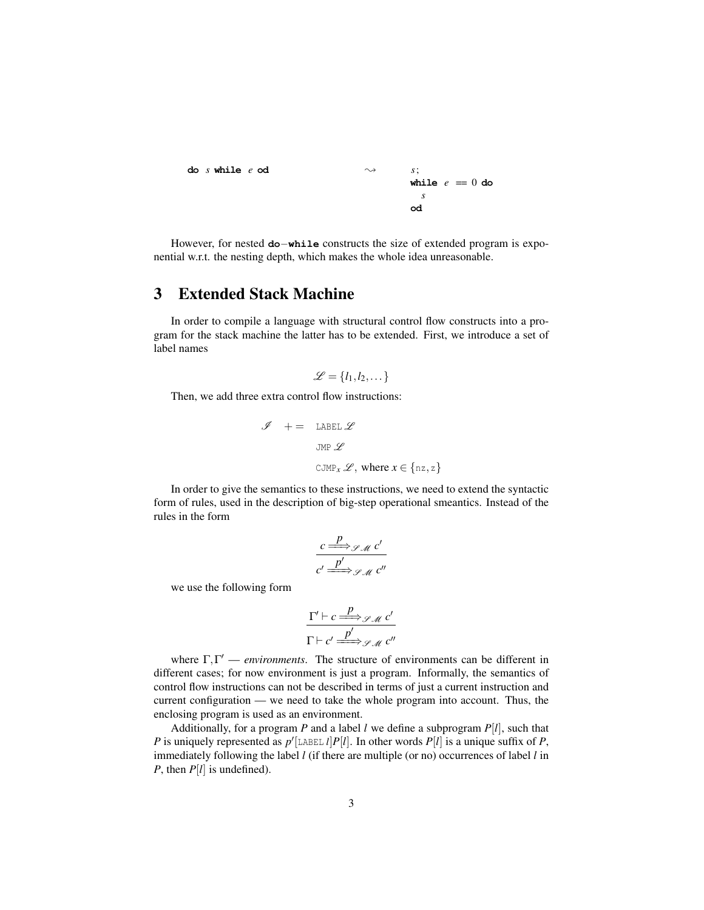```
do s while e od          ⇝       s;
                                 while e == 0 do
                                   s
                                 od
```

However, for nested **do**−**while** constructs the size of extended program is exponential w.r.t. the nesting depth, which makes the whole idea unreasonable.

# 3 Extended Stack Machine

In order to compile a language with structural control flow constructs into a program for the stack machine the latter has to be extended. First, we introduce a set of label names

$$\mathscr{L} = \{l_1, l_2, \dots\}$$

Then, we add three extra control flow instructions:

$$\begin{array}{rcl} \mathscr{I} & += & \texttt{LABEL}\ \mathscr{L} \\ & & \texttt{JMP}\ \mathscr{L} \\ & & \texttt{CJMP}_x\ \mathscr{L},\ \text{where}\ x \in \{\texttt{nz}, \texttt{z}\} \end{array}$$

In order to give the semantics to these instructions, we need to extend the syntactic form of rules, used in the description of big-step operational smeantics. Instead of the rules in the form

$$\frac{c \xRightarrow{p}_{\mathscr{SM}} c'}{c' \xRightarrow{p'}_{\mathscr{SM}} c''}$$

we use the following form

$$\frac{\Gamma' \vdash c \xRightarrow{p}_{\mathscr{SM}} c'}{\Gamma \vdash c' \xRightarrow{p'}_{\mathscr{SM}} c''}$$

where $\Gamma, \Gamma'$ — *environments*. The structure of environments can be different in different cases; for now environment is just a program. Informally, the semantics of control flow instructions can not be described in terms of just a current instruction and current configuration — we need to take the whole program into account. Thus, the enclosing program is used as an environment.

Additionally, for a program $P$ and a label $l$ we define a subprogram $P[l]$, such that $P$ is uniquely represented as $p'[\texttt{LABEL}\ l]P[l]$. In other words $P[l]$ is a unique suffix of $P$, immediately following the label $l$ (if there are multiple (or no) occurrences of label $l$ in $P$, then $P[l]$ is undefined).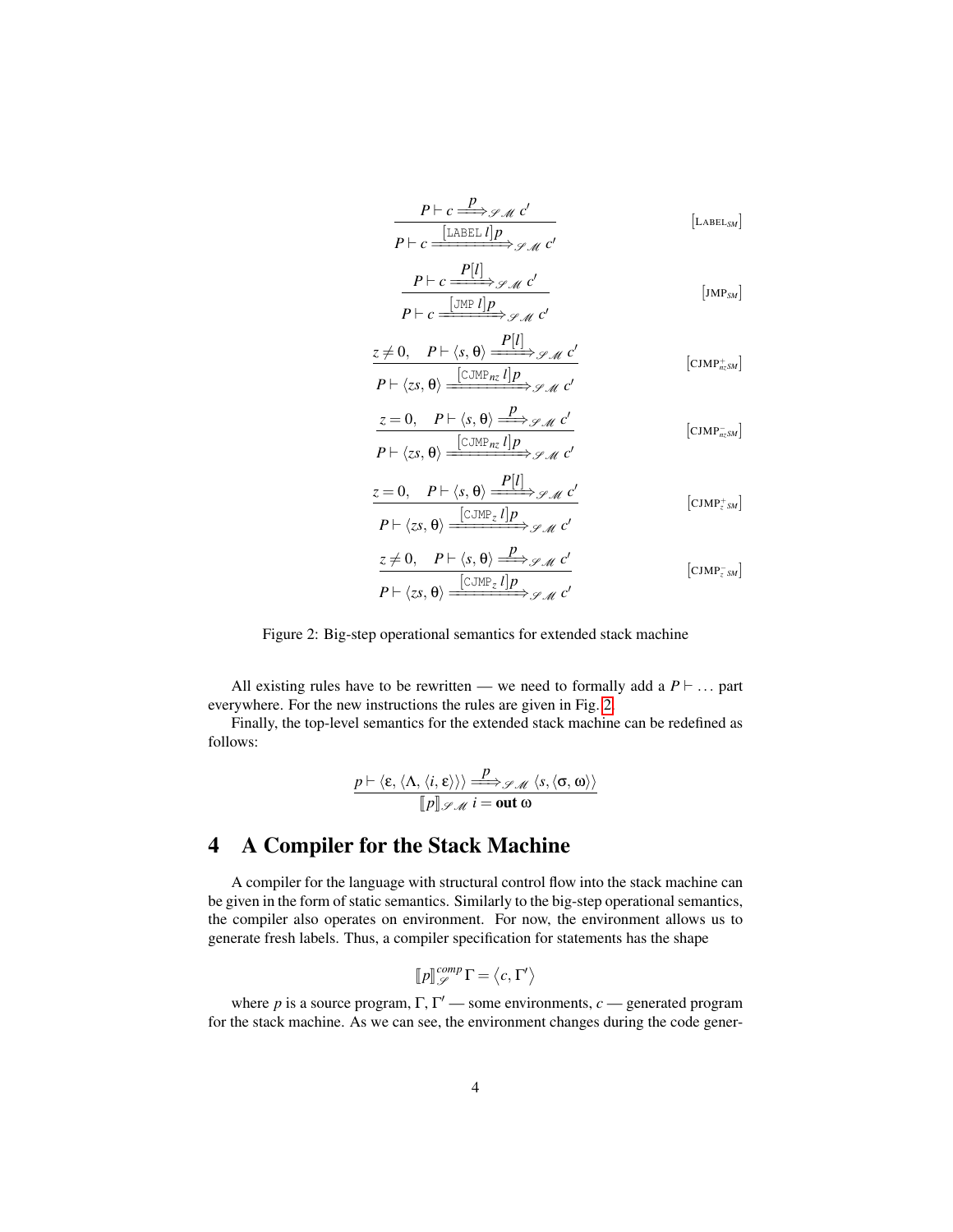$$\frac{P \vdash c \xRightarrow{p}_{\mathscr{S}\mathscr{M}} c'}{P \vdash c \xRightarrow{[\texttt{LABEL}\ l]p}_{\mathscr{S}\mathscr{M}} c'} \qquad [\text{LABEL}_{SM}]$$

$$\frac{P \vdash c \xRightarrow{P[l]}_{\mathscr{S}\mathscr{M}} c'}{P \vdash c \xRightarrow{[\texttt{JMP}\ l]p}_{\mathscr{S}\mathscr{M}} c'} \qquad [\text{JMP}_{SM}]$$

$$\frac{z \neq 0, \quad P \vdash \langle s, \theta \rangle \xRightarrow{P[l]}_{\mathscr{S}\mathscr{M}} c'}{P \vdash \langle zs, \theta \rangle \xRightarrow{[\texttt{CJMP}_{nz}\ l]p}_{\mathscr{S}\mathscr{M}} c'} \qquad [\text{CJMP}^{+}_{nz\,SM}]$$

$$\frac{z = 0, \quad P \vdash \langle s, \theta \rangle \xRightarrow{p}_{\mathscr{S}\mathscr{M}} c'}{P \vdash \langle zs, \theta \rangle \xRightarrow{[\texttt{CJMP}_{nz}\ l]p}_{\mathscr{S}\mathscr{M}} c'} \qquad [\text{CJMP}^{-}_{nz\,SM}]$$

$$\frac{z = 0, \quad P \vdash \langle s, \theta \rangle \xRightarrow{P[l]}_{\mathscr{S}\mathscr{M}} c'}{P \vdash \langle zs, \theta \rangle \xRightarrow{[\texttt{CJMP}_{z}\ l]p}_{\mathscr{S}\mathscr{M}} c'} \qquad [\text{CJMP}^{+}_{z\,SM}]$$

$$\frac{z \neq 0, \quad P \vdash \langle s, \theta \rangle \xRightarrow{p}_{\mathscr{S}\mathscr{M}} c'}{P \vdash \langle zs, \theta \rangle \xRightarrow{[\texttt{CJMP}_{z}\ l]p}_{\mathscr{S}\mathscr{M}} c'} \qquad [\text{CJMP}^{-}_{z\,SM}]$$

Figure 2: Big-step operational semantics for extended stack machine

All existing rules have to be rewritten — we need to formally add a $P \vdash \ldots$ part everywhere. For the new instructions the rules are given in Fig. 2.

Finally, the top-level semantics for the extended stack machine can be redefined as follows:

$$\frac{p \vdash \langle \varepsilon, \langle \Lambda, \langle i, \varepsilon \rangle \rangle \rangle \xRightarrow{p}_{\mathscr{S}\mathscr{M}} \langle s, \langle \sigma, \omega \rangle \rangle}{[\![p]\!]_{\mathscr{S}\mathscr{M}}\ i = \textbf{out}\ \omega}$$

# 4 A Compiler for the Stack Machine

A compiler for the language with structural control flow into the stack machine can be given in the form of static semantics. Similarly to the big-step operational semantics, the compiler also operates on environment. For now, the environment allows us to generate fresh labels. Thus, a compiler specification for statements has the shape

$$[\![p]\!]^{comp}_{\mathscr{S}}\ \Gamma = \langle c, \Gamma' \rangle$$

where $p$ is a source program, $\Gamma$, $\Gamma'$ — some environments, $c$ — generated program for the stack machine. As we can see, the environment changes during the code gener-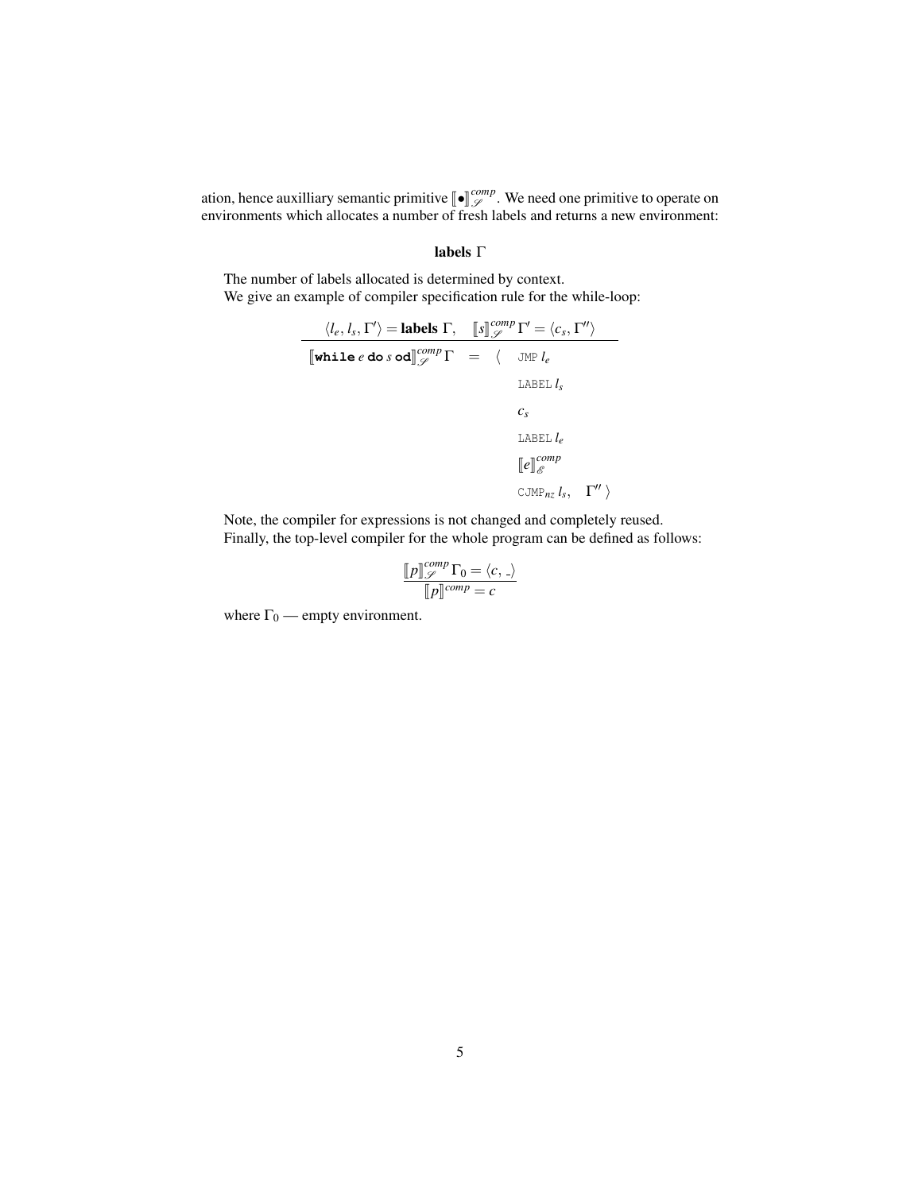ation, hence auxilliary semantic primitive $[\![\bullet]\!]^{comp}_{\mathscr{S}}$. We need one primitive to operate on environments which allocates a number of fresh labels and returns a new environment:

$$\textbf{labels}\ \Gamma$$

The number of labels allocated is determined by context.
We give an example of compiler specification rule for the while-loop:

$$\frac{\langle l_e, l_s, \Gamma' \rangle = \textbf{labels}\ \Gamma, \quad [\![s]\!]^{comp}_{\mathscr{S}}\,\Gamma' = \langle c_s, \Gamma'' \rangle}{[\![\texttt{while}\ e\ \texttt{do}\ s\ \texttt{od}]\!]^{comp}_{\mathscr{S}}\,\Gamma \;=\; \left\langle \begin{array}{l} \texttt{JMP}\ l_e \\ \texttt{LABEL}\ l_s \\ c_s \\ \texttt{LABEL}\ l_e \\ [\![e]\!]^{comp}_{\mathscr{E}} \\ \texttt{CJMP}_{nz}\ l_s, \quad \Gamma'' \end{array} \right\rangle}$$

Note, the compiler for expressions is not changed and completely reused.
Finally, the top-level compiler for the whole program can be defined as follows:

$$\frac{[\![p]\!]^{comp}_{\mathscr{S}}\,\Gamma_0 = \langle c, \_ \rangle}{[\![p]\!]^{comp} = c}$$

where $\Gamma_0$ — empty environment.